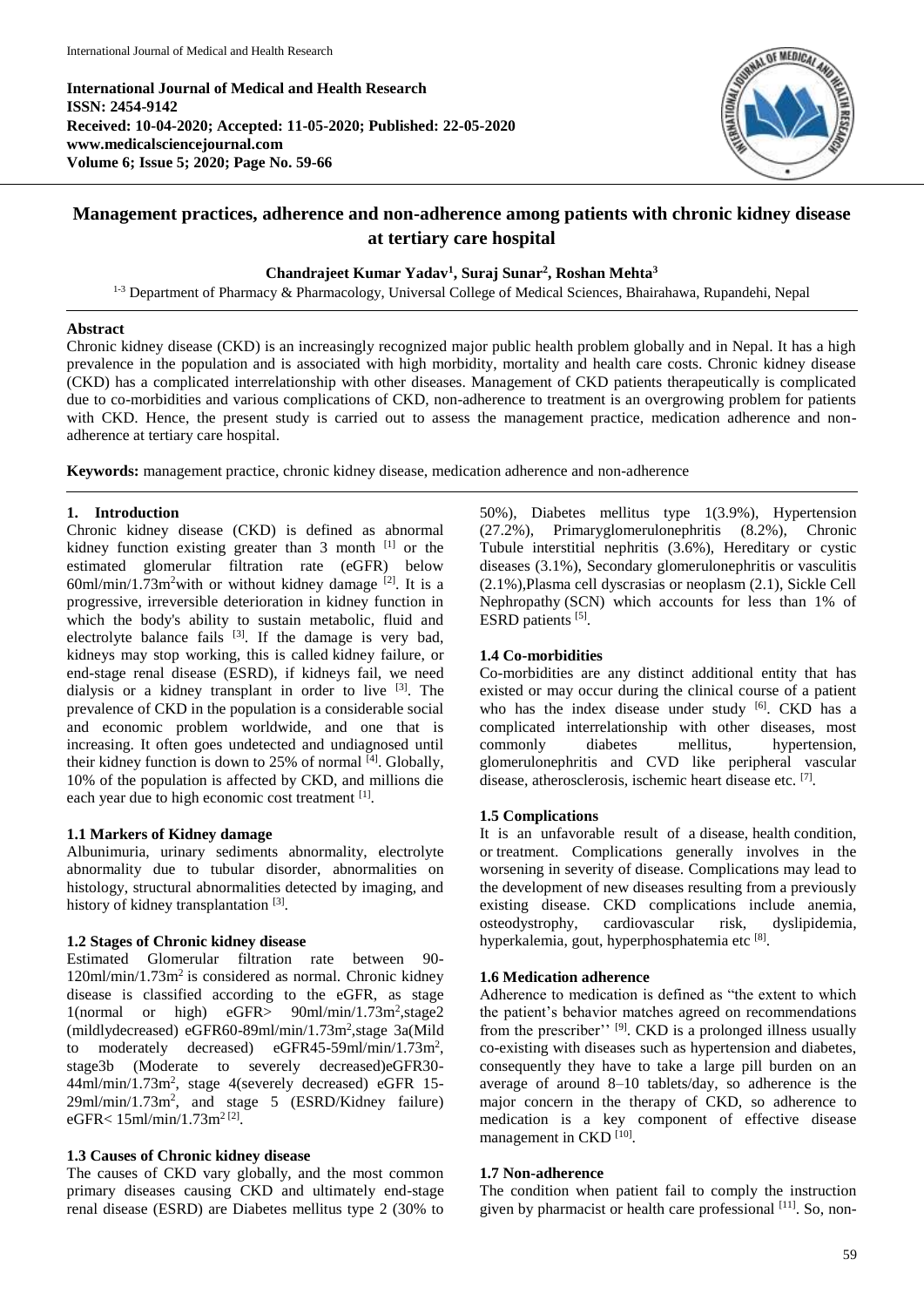**International Journal of Medical and Health Research**
**ISSN: 2454-9142**
**Received: 10-04-2020; Accepted: 11-05-2020; Published: 22-05-2020**
**www.medicalsciencejournal.com**
**Volume 6; Issue 5; 2020; Page No. 59-66**

# Management practices, adherence and non-adherence among patients with chronic kidney disease at tertiary care hospital

**Chandrajeet Kumar Yadav[1], Suraj Sunar[2], Roshan Mehta[3]**

[1-3] Department of Pharmacy & Pharmacology, Universal College of Medical Sciences, Bhairahawa, Rupandehi, Nepal

## Abstract

Chronic kidney disease (CKD) is an increasingly recognized major public health problem globally and in Nepal. It has a high prevalence in the population and is associated with high morbidity, mortality and health care costs. Chronic kidney disease (CKD) has a complicated interrelationship with other diseases. Management of CKD patients therapeutically is complicated due to co-morbidities and various complications of CKD, non-adherence to treatment is an overgrowing problem for patients with CKD. Hence, the present study is carried out to assess the management practice, medication adherence and non-adherence at tertiary care hospital.

**Keywords:** management practice, chronic kidney disease, medication adherence and non-adherence

## 1. Introduction

Chronic kidney disease (CKD) is defined as abnormal kidney function existing greater than 3 month [1] or the estimated glomerular filtration rate (eGFR) below 60ml/min/1.73m$^2$with or without kidney damage [2]. It is a progressive, irreversible deterioration in kidney function in which the body's ability to sustain metabolic, fluid and electrolyte balance fails [3]. If the damage is very bad, kidneys may stop working, this is called kidney failure, or end-stage renal disease (ESRD), if kidneys fail, we need dialysis or a kidney transplant in order to live [3]. The prevalence of CKD in the population is a considerable social and economic problem worldwide, and one that is increasing. It often goes undetected and undiagnosed until their kidney function is down to 25% of normal [4]. Globally, 10% of the population is affected by CKD, and millions die each year due to high economic cost treatment [1].

### 1.1 Markers of Kidney damage

Albunimuria, urinary sediments abnormality, electrolyte abnormality due to tubular disorder, abnormalities on histology, structural abnormalities detected by imaging, and history of kidney transplantation [3].

### 1.2 Stages of Chronic kidney disease

Estimated Glomerular filtration rate between 90-120ml/min/1.73m$^2$ is considered as normal. Chronic kidney disease is classified according to the eGFR, as stage 1(normal or high) eGFR> 90ml/min/1.73m$^2$,stage2 (mildlydecreased) eGFR60-89ml/min/1.73m$^2$,stage 3a(Mild to moderately decreased) eGFR45-59ml/min/1.73m$^2$, stage3b (Moderate to severely decreased)eGFR30-44ml/min/1.73m$^2$, stage 4(severely decreased) eGFR 15-29ml/min/1.73m$^2$, and stage 5 (ESRD/Kidney failure) eGFR< 15ml/min/1.73m$^2$ [2].

### 1.3 Causes of Chronic kidney disease

The causes of CKD vary globally, and the most common primary diseases causing CKD and ultimately end-stage renal disease (ESRD) are Diabetes mellitus type 2 (30% to 50%), Diabetes mellitus type 1(3.9%), Hypertension (27.2%), Primaryglomerulonephritis (8.2%), Chronic Tubule interstitial nephritis (3.6%), Hereditary or cystic diseases (3.1%), Secondary glomerulonephritis or vasculitis (2.1%),Plasma cell dyscrasias or neoplasm (2.1), Sickle Cell Nephropathy (SCN) which accounts for less than 1% of ESRD patients [5].

### 1.4 Co-morbidities

Co-morbidities are any distinct additional entity that has existed or may occur during the clinical course of a patient who has the index disease under study [6]. CKD has a complicated interrelationship with other diseases, most commonly diabetes mellitus, hypertension, glomerulonephritis and CVD like peripheral vascular disease, atherosclerosis, ischemic heart disease etc. [7].

### 1.5 Complications

It is an unfavorable result of a disease, health condition, or treatment. Complications generally involves in the worsening in severity of disease. Complications may lead to the development of new diseases resulting from a previously existing disease. CKD complications include anemia, osteodystrophy, cardiovascular risk, dyslipidemia, hyperkalemia, gout, hyperphosphatemia etc [8].

### 1.6 Medication adherence

Adherence to medication is defined as "the extent to which the patient's behavior matches agreed on recommendations from the prescriber'' [9]. CKD is a prolonged illness usually co-existing with diseases such as hypertension and diabetes, consequently they have to take a large pill burden on an average of around 8–10 tablets/day, so adherence is the major concern in the therapy of CKD, so adherence to medication is a key component of effective disease management in CKD [10].

### 1.7 Non-adherence

The condition when patient fail to comply the instruction given by pharmacist or health care professional [11]. So, non-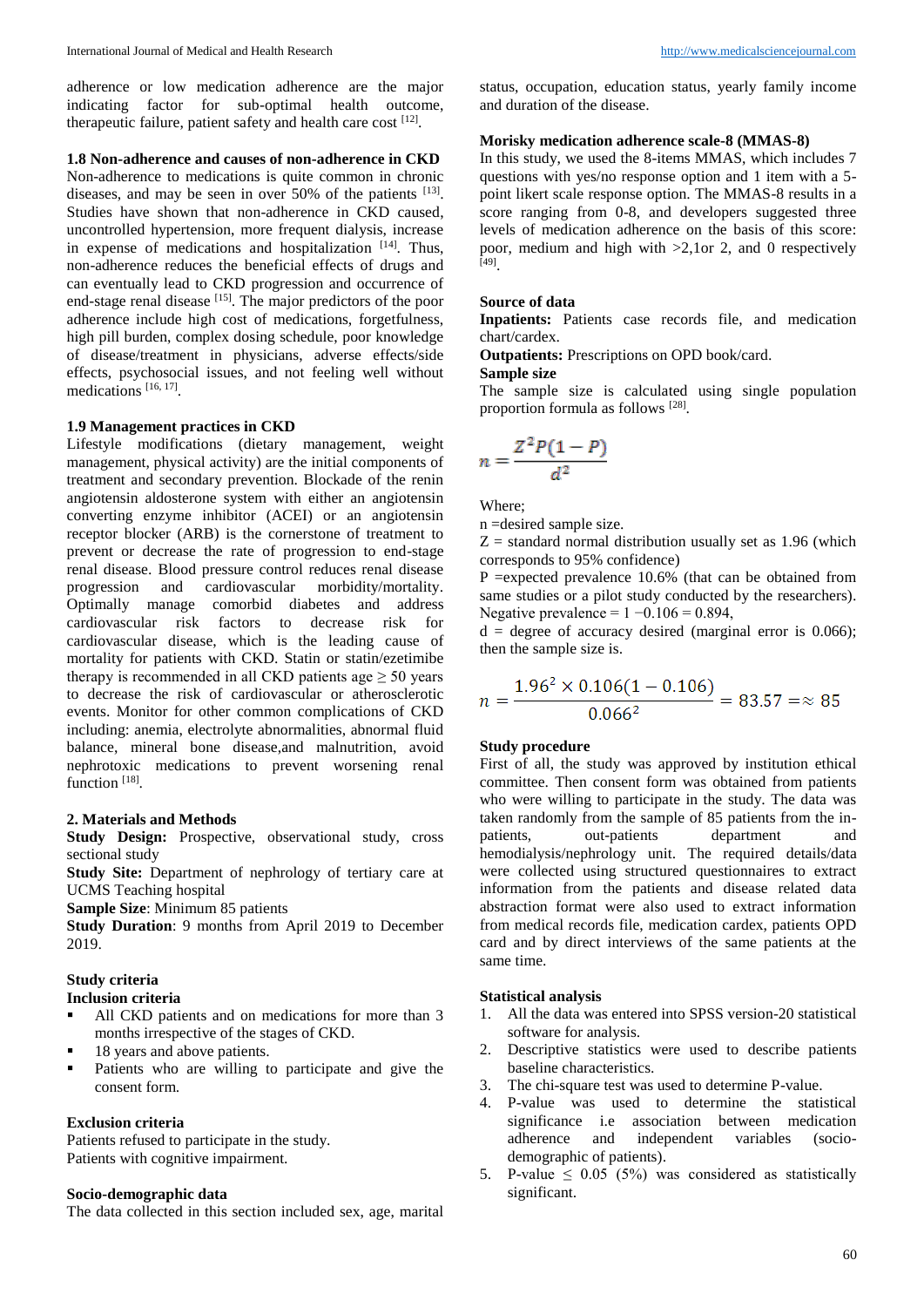adherence or low medication adherence are the major indicating factor for sub-optimal health outcome, therapeutic failure, patient safety and health care cost [12].

### 1.8 Non-adherence and causes of non-adherence in CKD

Non-adherence to medications is quite common in chronic diseases, and may be seen in over 50% of the patients [13]. Studies have shown that non-adherence in CKD caused, uncontrolled hypertension, more frequent dialysis, increase in expense of medications and hospitalization [14]. Thus, non-adherence reduces the beneficial effects of drugs and can eventually lead to CKD progression and occurrence of end-stage renal disease [15]. The major predictors of the poor adherence include high cost of medications, forgetfulness, high pill burden, complex dosing schedule, poor knowledge of disease/treatment in physicians, adverse effects/side effects, psychosocial issues, and not feeling well without medications [16, 17].

### 1.9 Management practices in CKD

Lifestyle modifications (dietary management, weight management, physical activity) are the initial components of treatment and secondary prevention. Blockade of the renin angiotensin aldosterone system with either an angiotensin converting enzyme inhibitor (ACEI) or an angiotensin receptor blocker (ARB) is the cornerstone of treatment to prevent or decrease the rate of progression to end-stage renal disease. Blood pressure control reduces renal disease progression and cardiovascular morbidity/mortality. Optimally manage comorbid diabetes and address cardiovascular risk factors to decrease risk for cardiovascular disease, which is the leading cause of mortality for patients with CKD. Statin or statin/ezetimibe therapy is recommended in all CKD patients age ≥ 50 years to decrease the risk of cardiovascular or atherosclerotic events. Monitor for other common complications of CKD including: anemia, electrolyte abnormalities, abnormal fluid balance, mineral bone disease,and malnutrition, avoid nephrotoxic medications to prevent worsening renal function [18].

## 2. Materials and Methods

**Study Design:** Prospective, observational study, cross sectional study

**Study Site:** Department of nephrology of tertiary care at UCMS Teaching hospital

**Sample Size**: Minimum 85 patients

**Study Duration**: 9 months from April 2019 to December 2019.

### Study criteria

**Inclusion criteria**

- All CKD patients and on medications for more than 3 months irrespective of the stages of CKD.
- 18 years and above patients.
- Patients who are willing to participate and give the consent form.

**Exclusion criteria**

Patients refused to participate in the study.
Patients with cognitive impairment.

### Socio-demographic data

The data collected in this section included sex, age, marital status, occupation, education status, yearly family income and duration of the disease.

### Morisky medication adherence scale-8 (MMAS-8)

In this study, we used the 8-items MMAS, which includes 7 questions with yes/no response option and 1 item with a 5-point likert scale response option. The MMAS-8 results in a score ranging from 0-8, and developers suggested three levels of medication adherence on the basis of this score: poor, medium and high with >2,1or 2, and 0 respectively [49].

### Source of data

**Inpatients:** Patients case records file, and medication chart/cardex.

**Outpatients:** Prescriptions on OPD book/card.

### Sample size

The sample size is calculated using single population proportion formula as follows [28].

$$n = \frac{Z^2 P(1-P)}{d^2}$$

Where;

n =desired sample size.

Z = standard normal distribution usually set as 1.96 (which corresponds to 95% confidence)

P =expected prevalence 10.6% (that can be obtained from same studies or a pilot study conducted by the researchers). Negative prevalence = 1 −0.106 = 0.894,

d = degree of accuracy desired (marginal error is 0.066); then the sample size is.

$$n = \frac{1.96^2 \times 0.106(1-0.106)}{0.066^2} = 83.57 = \approx 85$$

### Study procedure

First of all, the study was approved by institution ethical committee. Then consent form was obtained from patients who were willing to participate in the study. The data was taken randomly from the sample of 85 patients from the in-patients, out-patients department and hemodialysis/nephrology unit. The required details/data were collected using structured questionnaires to extract information from the patients and disease related data abstraction format were also used to extract information from medical records file, medication cardex, patients OPD card and by direct interviews of the same patients at the same time.

### Statistical analysis

1. All the data was entered into SPSS version-20 statistical software for analysis.
2. Descriptive statistics were used to describe patients baseline characteristics.
3. The chi-square test was used to determine P-value.
4. P-value was used to determine the statistical significance i.e association between medication adherence and independent variables (socio-demographic of patients).
5. P-value ≤ 0.05 (5%) was considered as statistically significant.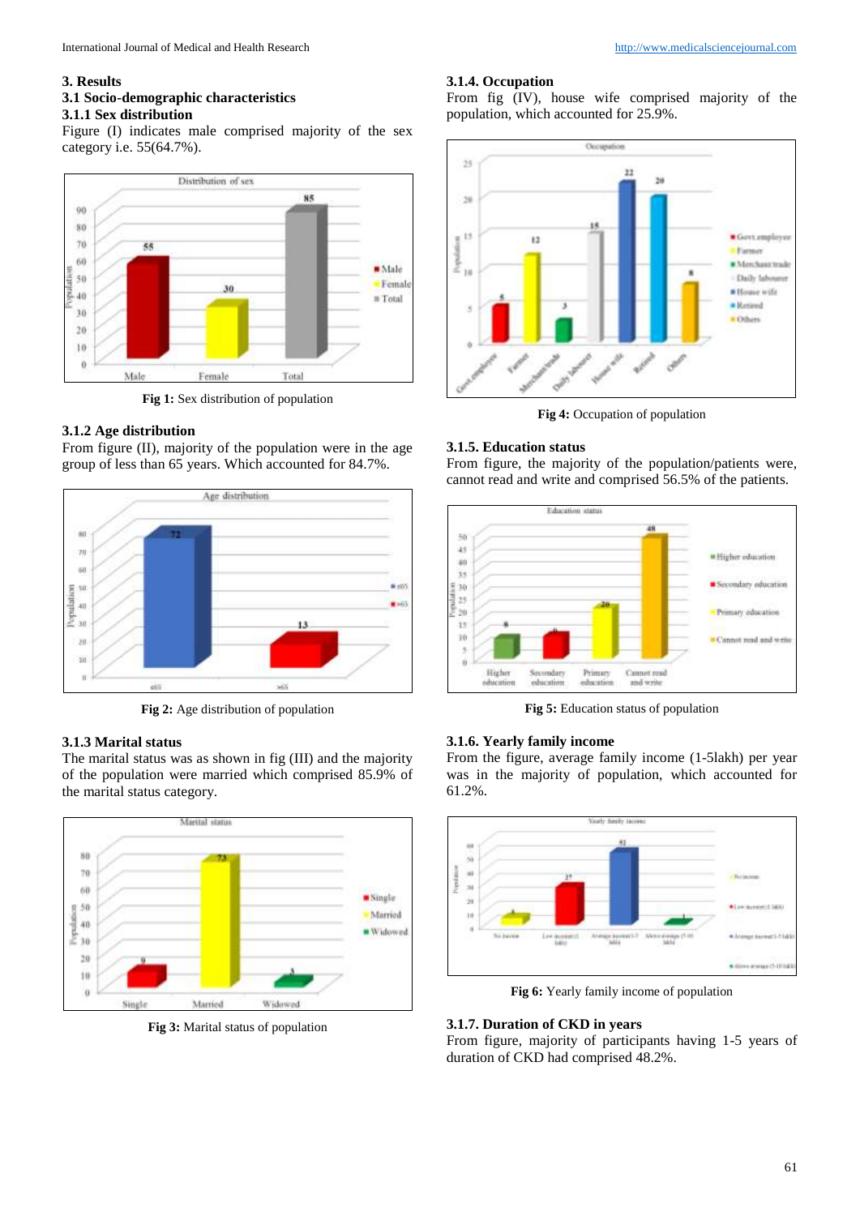## 3. Results

### 3.1 Socio-demographic characteristics

#### 3.1.1 Sex distribution

Figure (I) indicates male comprised majority of the sex category i.e. 55(64.7%).

**Fig 1:** Sex distribution of population

#### 3.1.2 Age distribution

From figure (II), majority of the population were in the age group of less than 65 years. Which accounted for 84.7%.

**Fig 2:** Age distribution of population

#### 3.1.3 Marital status

The marital status was as shown in fig (III) and the majority of the population were married which comprised 85.9% of the marital status category.

**Fig 3:** Marital status of population

#### 3.1.4. Occupation

From fig (IV), house wife comprised majority of the population, which accounted for 25.9%.

**Fig 4:** Occupation of population

#### 3.1.5. Education status

From figure, the majority of the population/patients were, cannot read and write and comprised 56.5% of the patients.

**Fig 5:** Education status of population

#### 3.1.6. Yearly family income

From the figure, average family income (1-5lakh) per year was in the majority of population, which accounted for 61.2%.

**Fig 6:** Yearly family income of population

#### 3.1.7. Duration of CKD in years

From figure, majority of participants having 1-5 years of duration of CKD had comprised 48.2%.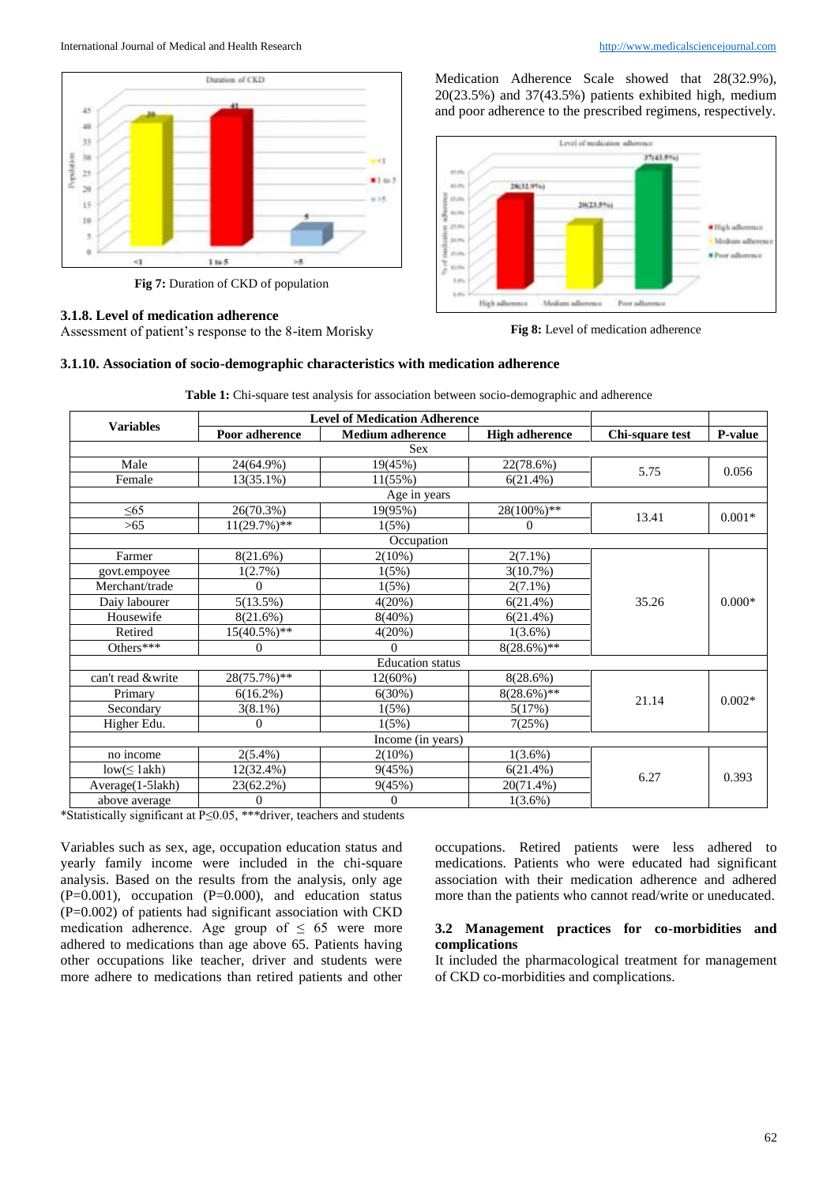Fig 7: Duration of CKD of population

### 3.1.8. Level of medication adherence

Assessment of patient's response to the 8-item Morisky Medication Adherence Scale showed that 28(32.9%), 20(23.5%) and 37(43.5%) patients exhibited high, medium and poor adherence to the prescribed regimens, respectively.

Fig 8: Level of medication adherence

### 3.1.10. Association of socio-demographic characteristics with medication adherence

**Table 1:** Chi-square test analysis for association between socio-demographic and adherence

| Variables | Level of Medication Adherence | | | Chi-square test | P-value |
|---|---|---|---|---|---|
| | Poor adherence | Medium adherence | High adherence | | |
| Sex | | | | | |
| Male | 24(64.9%) | 19(45%) | 22(78.6%) | 5.75 | 0.056 |
| Female | 13(35.1%) | 11(55%) | 6(21.4%) | | |
| Age in years | | | | | |
| ≤65 | 26(70.3%) | 19(95%) | 28(100%)** | 13.41 | 0.001* |
| >65 | 11(29.7%)** | 1(5%) | 0 | | |
| Occupation | | | | | |
| Farmer | 8(21.6%) | 2(10%) | 2(7.1%) | 35.26 | 0.000* |
| govt.empoyee | 1(2.7%) | 1(5%) | 3(10.7%) | | |
| Merchant/trade | 0 | 1(5%) | 2(7.1%) | | |
| Daiy labourer | 5(13.5%) | 4(20%) | 6(21.4%) | | |
| Housewife | 8(21.6%) | 8(40%) | 6(21.4%) | | |
| Retired | 15(40.5%)** | 4(20%) | 1(3.6%) | | |
| Others*** | 0 | 0 | 8(28.6%)** | | |
| Education status | | | | | |
| can't read &write | 28(75.7%)** | 12(60%) | 8(28.6%) | 21.14 | 0.002* |
| Primary | 6(16.2%) | 6(30%) | 8(28.6%)** | | |
| Secondary | 3(8.1%) | 1(5%) | 5(17%) | | |
| Higher Edu. | 0 | 1(5%) | 7(25%) | | |
| Income (in years) | | | | | |
| no income | 2(5.4%) | 2(10%) | 1(3.6%) | 6.27 | 0.393 |
| low(≤ 1akh) | 12(32.4%) | 9(45%) | 6(21.4%) | | |
| Average(1-5lakh) | 23(62.2%) | 9(45%) | 20(71.4%) | | |
| above average | 0 | 0 | 1(3.6%) | | |

*Statistically significant at P≤0.05, ***driver, teachers and students

Variables such as sex, age, occupation education status and yearly family income were included in the chi-square analysis. Based on the results from the analysis, only age (P=0.001), occupation (P=0.000), and education status (P=0.002) of patients had significant association with CKD medication adherence. Age group of ≤ 65 were more adhered to medications than age above 65. Patients having other occupations like teacher, driver and students were more adhere to medications than retired patients and other occupations. Retired patients were less adhered to medications. Patients who were educated had significant association with their medication adherence and adhered more than the patients who cannot read/write or uneducated.

### 3.2 Management practices for co-morbidities and complications

It included the pharmacological treatment for management of CKD co-morbidities and complications.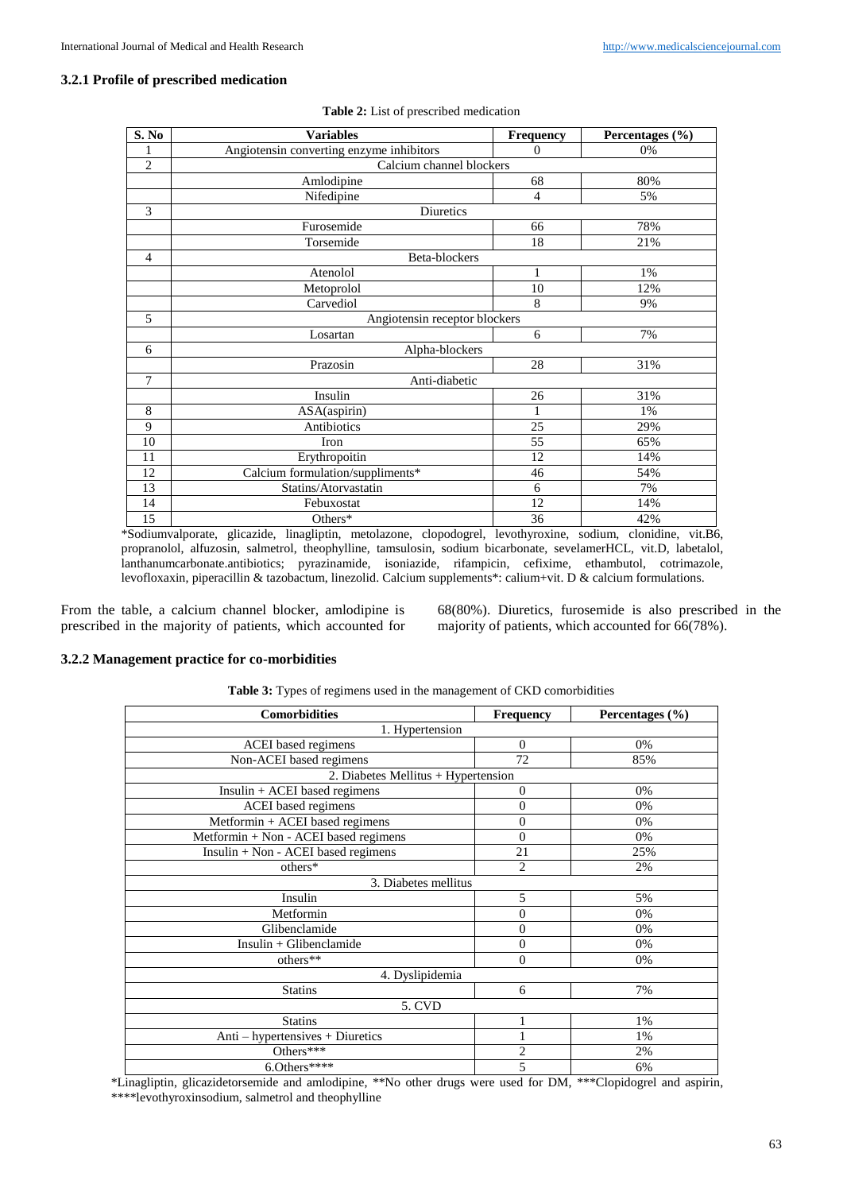### 3.2.1 Profile of prescribed medication

**Table 2:** List of prescribed medication

| S. No | Variables | Frequency | Percentages (%) |
|---|---|---|---|
| 1 | Angiotensin converting enzyme inhibitors | 0 | 0% |
| 2 | Calcium channel blockers | | |
| | Amlodipine | 68 | 80% |
| | Nifedipine | 4 | 5% |
| 3 | Diuretics | | |
| | Furosemide | 66 | 78% |
| | Torsemide | 18 | 21% |
| 4 | Beta-blockers | | |
| | Atenolol | 1 | 1% |
| | Metoprolol | 10 | 12% |
| | Carvediol | 8 | 9% |
| 5 | Angiotensin receptor blockers | | |
| | Losartan | 6 | 7% |
| 6 | Alpha-blockers | | |
| | Prazosin | 28 | 31% |
| 7 | Anti-diabetic | | |
| | Insulin | 26 | 31% |
| 8 | ASA(aspirin) | 1 | 1% |
| 9 | Antibiotics | 25 | 29% |
| 10 | Iron | 55 | 65% |
| 11 | Erythropoitin | 12 | 14% |
| 12 | Calcium formulation/suppliments* | 46 | 54% |
| 13 | Statins/Atorvastatin | 6 | 7% |
| 14 | Febuxostat | 12 | 14% |
| 15 | Others* | 36 | 42% |

*Sodiumvalporate, glicazide, linagliptin, metolazone, clopodogrel, levothyroxine, sodium, clonidine, vit.B6, propranolol, alfuzosin, salmetrol, theophylline, tamsulosin, sodium bicarbonate, sevelamerHCL, vit.D, labetalol, lanthanumcarbonate.antibiotics; pyrazinamide, isoniazide, rifampicin, cefixime, ethambutol, cotrimazole, levofloxaxin, piperacillin & tazobactum, linezolid. Calcium supplements*: calium+vit. D & calcium formulations.

From the table, a calcium channel blocker, amlodipine is prescribed in the majority of patients, which accounted for 68(80%). Diuretics, furosemide is also prescribed in the majority of patients, which accounted for 66(78%).

### 3.2.2 Management practice for co-morbidities

**Table 3:** Types of regimens used in the management of CKD comorbidities

| Comorbidities | Frequency | Percentages (%) |
|---|---|---|
| 1. Hypertension | | |
| ACEI based regimens | 0 | 0% |
| Non-ACEI based regimens | 72 | 85% |
| 2. Diabetes Mellitus + Hypertension | | |
| Insulin + ACEI based regimens | 0 | 0% |
| ACEI based regimens | 0 | 0% |
| Metformin + ACEI based regimens | 0 | 0% |
| Metformin + Non - ACEI based regimens | 0 | 0% |
| Insulin + Non - ACEI based regimens | 21 | 25% |
| others* | 2 | 2% |
| 3. Diabetes mellitus | | |
| Insulin | 5 | 5% |
| Metformin | 0 | 0% |
| Glibenclamide | 0 | 0% |
| Insulin + Glibenclamide | 0 | 0% |
| others** | 0 | 0% |
| 4. Dyslipidemia | | |
| Statins | 6 | 7% |
| 5. CVD | | |
| Statins | 1 | 1% |
| Anti – hypertensives + Diuretics | 1 | 1% |
| Others*** | 2 | 2% |
| 6.Others**** | 5 | 6% |

*Linagliptin, glicazidetorsemide and amlodipine, **No other drugs were used for DM, ***Clopidogrel and aspirin, ****levothyroxinsodium, salmetrol and theophylline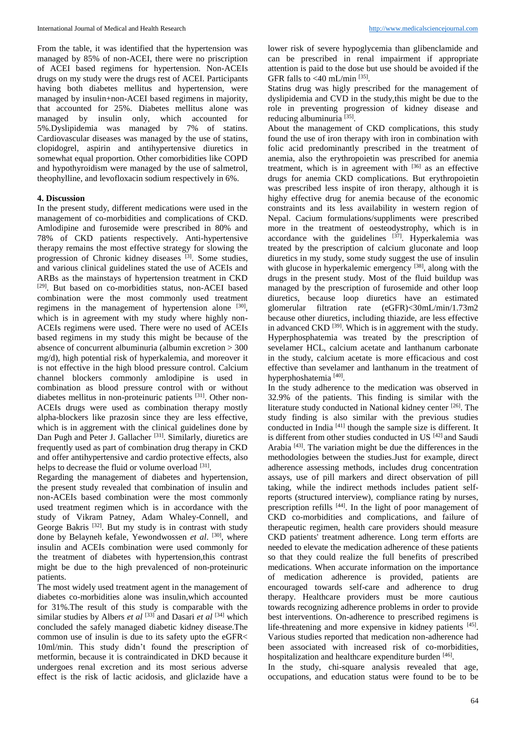From the table, it was identified that the hypertension was managed by 85% of non-ACEI, there were no priscription of ACEI based regimens for hypertension. Non-ACEIs drugs on my study were the drugs rest of ACEI. Participants having both diabetes mellitus and hypertension, were managed by insulin+non-ACEI based regimens in majority, that accounted for 25%. Diabetes mellitus alone was managed by insulin only, which accounted for 5%.Dyslipidemia was managed by 7% of statins. Cardiovascular diseases was managed by the use of statins, clopidogrel, aspirin and antihypertensive diuretics in somewhat equal proportion. Other comorbidities like COPD and hypothyroidism were managed by the use of salmetrol, theophylline, and levofloxacin sodium respectively in 6%.

## 4. Discussion

In the present study, different medications were used in the management of co-morbidities and complications of CKD. Amlodipine and furosemide were prescribed in 80% and 78% of CKD patients respectively. Anti-hypertensive therapy remains the most effective strategy for slowing the progression of Chronic kidney diseases [3]. Some studies, and various clinical guidelines stated the use of ACEIs and ARBs as the mainstays of hypertension treatment in CKD [29]. But based on co-morbidities status, non-ACEI based combination were the most commonly used treatment regimens in the management of hypertension alone [30], which is in agreement with my study where highly non-ACEIs regimens were used. There were no used of ACEIs based regimens in my study this might be because of the absence of concurrent albuminuria (albumin excretion > 300 mg/d), high potential risk of hyperkalemia, and moreover it is not effective in the high blood pressure control. Calcium channel blockers commonly amlodipine is used in combination as blood pressure control with or without diabetes mellitus in non-proteinuric patients [31]. Other non-ACEIs drugs were used as combination therapy mostly alpha-blockers like prazosin since they are less effective, which is in aggrement with the clinical guidelines done by Dan Pugh and Peter J. Gallacher [31]. Similarly, diuretics are frequently used as part of combination drug therapy in CKD and offer antihypertensive and cardio protective effects, also helps to decrease the fluid or volume overload [31].

Regarding the management of diabetes and hypertension, the present study revealed that combination of insulin and non-ACEIs based combination were the most commonly used treatment regimen which is in accordance with the study of Vikram Patney, Adam Whaley-Connell, and George Bakris [32]. But my study is in contrast with study done by Belayneh kefale, Yewondwossen *et al*. [30], where insulin and ACEIs combination were used commonly for the treatment of diabetes with hypertension,this contrast might be due to the high prevalenced of non-proteinuric patients.

The most widely used treatment agent in the management of diabetes co-morbidities alone was insulin,which accounted for 31%.The result of this study is comparable with the similar studies by Albers *et al* [33] and Dasari *et al* [34] which concluded the safely managed diabetic kidney disease.The common use of insulin is due to its safety upto the eGFR< 10ml/min. This study didn't found the prescription of metformin, because it is contraindicated in DKD because it undergoes renal excretion and its most serious adverse effect is the risk of lactic acidosis, and gliclazide have a lower risk of severe hypoglycemia than glibenclamide and can be prescribed in renal impairment if appropriate attention is paid to the dose but use should be avoided if the GFR falls to <40 mL/min [35].

Statins drug was higly prescribed for the management of dyslipidemia and CVD in the study,this might be due to the role in preventing progression of kidney disease and reducing albuminuria [35].

About the management of CKD complications, this study found the use of iron therapy with iron in combination with folic acid predominantly prescribed in the treatment of anemia, also the erythropoietin was prescribed for anemia treatment, which is in agreement with [36] as an effective drugs for anemia CKD complications. But erythropoietin was prescribed less inspite of iron therapy, although it is highy effective drug for anemia because of the economic constraints and its less availability in western region of Nepal. Cacium formulations/suppliments were prescribed more in the treatment of oesteodystrophy, which is in accordance with the guidelines [37]. Hyperkalemia was treated by the prescription of calcium gluconate and loop diuretics in my study, some study suggest the use of insulin with glucose in hyperkalemic emergency [38], along with the drugs in the present study. Most of the fluid buildup was managed by the prescription of furosemide and other loop diuretics, because loop diuretics have an estimated glomerular filtration rate (eGFR)<30mL/min/1.73m2 because other diuretics, including thiazide, are less effective in advanced CKD [39]. Which is in aggrement with the study. Hyperphosphatemia was treated by the prescription of sevelamer HCL, calcium acetate and lanthanum carbonate in the study, calcium acetate is more efficacious and cost effective than sevelamer and lanthanum in the treatment of hyperphoshatemia [40].

In the study adherence to the medication was observed in 32.9% of the patients. This finding is similar with the literature study conducted in National kidney center [26]. The study finding is also similar with the previous studies conducted in India [41] though the sample size is different. It is different from other studies conducted in US [42] and Saudi Arabia [43]. The variation might be due the differences in the methodologies between the studies.Just for example, direct adherence assessing methods, includes drug concentration assays, use of pill markers and direct observation of pill taking, while the indirect methods includes patient self-reports (structured interview), compliance rating by nurses, prescription refills [44]. In the light of poor management of CKD co-morbidities and complications, and failure of therapeutic regimen, health care providers should measure CKD patients' treatment adherence. Long term efforts are needed to elevate the medication adherence of these patients so that they could realize the full benefits of prescribed medications. When accurate information on the importance of medication adherence is provided, patients are encouraged towards self-care and adherence to drug therapy. Healthcare providers must be more cautious towards recognizing adherence problems in order to provide best interventions. On-adherence to prescribed regimens is life-threatening and more expensive in kidney patients [45]. Various studies reported that medication non-adherence had been associated with increased risk of co-morbidities, hospitalization and healthcare expenditure burden [46].

In the study, chi-square analysis revealed that age, occupations, and education status were found to be to be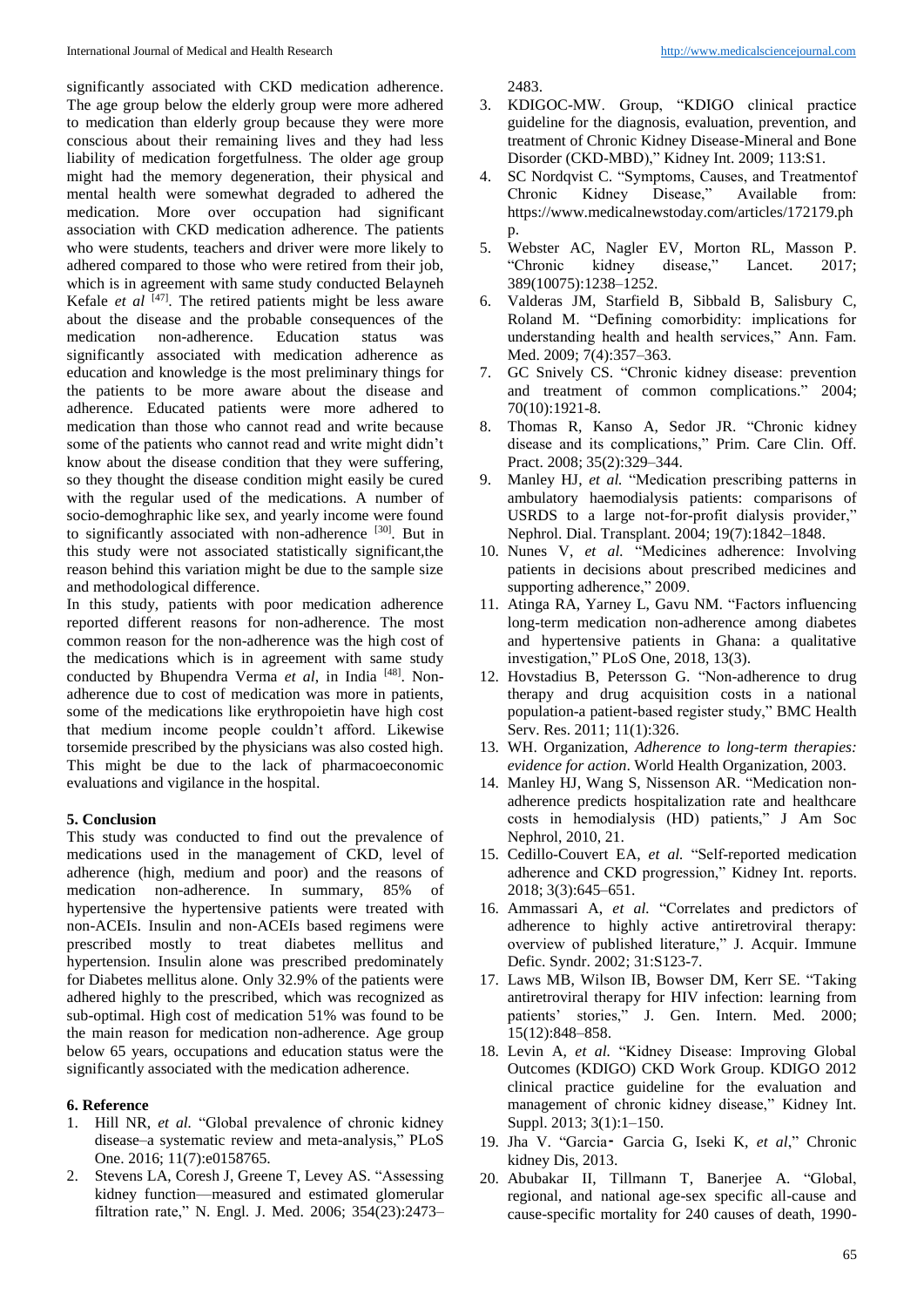significantly associated with CKD medication adherence. The age group below the elderly group were more adhered to medication than elderly group because they were more conscious about their remaining lives and they had less liability of medication forgetfulness. The older age group might had the memory degeneration, their physical and mental health were somewhat degraded to adhered the medication. More over occupation had significant association with CKD medication adherence. The patients who were students, teachers and driver were more likely to adhered compared to those who were retired from their job, which is in agreement with same study conducted Belayneh Kefale *et al* [47]. The retired patients might be less aware about the disease and the probable consequences of the medication non-adherence. Education status was significantly associated with medication adherence as education and knowledge is the most preliminary things for the patients to be more aware about the disease and adherence. Educated patients were more adhered to medication than those who cannot read and write because some of the patients who cannot read and write might didn't know about the disease condition that they were suffering, so they thought the disease condition might easily be cured with the regular used of the medications. A number of socio-demoghraphic like sex, and yearly income were found to significantly associated with non-adherence [30]. But in this study were not associated statistically significant,the reason behind this variation might be due to the sample size and methodological difference.

In this study, patients with poor medication adherence reported different reasons for non-adherence. The most common reason for the non-adherence was the high cost of the medications which is in agreement with same study conducted by Bhupendra Verma *et al*, in India [48]. Non-adherence due to cost of medication was more in patients, some of the medications like erythropoietin has high cost that medium income people couldn't afford. Likewise torsemide prescribed by the physicians was also costed high. This might be due to the lack of pharmacoeconomic evaluations and vigilance in the hospital.

## 5. Conclusion

This study was conducted to find out the prevalence of medications used in the management of CKD, level of adherence (high, medium and poor) and the reasons of medication non-adherence. In summary, 85% of hypertensive the hypertensive patients were treated with non-ACEIs. Insulin and non-ACEIs based regimens were prescribed mostly to treat diabetes mellitus and hypertension. Insulin alone was prescribed predominately for Diabetes mellitus alone. Only 32.9% of the patients were adhered highly to the prescribed, which was recognized as sub-optimal. High cost of medication 51% was found to be the main reason for medication non-adherence. Age group below 65 years, occupations and education status were the significantly associated with the medication adherence.

## 6. Reference

1. Hill NR, *et al.* "Global prevalence of chronic kidney disease–a systematic review and meta-analysis," PLoS One. 2016; 11(7):e0158765.
2. Stevens LA, Coresh J, Greene T, Levey AS. "Assessing kidney function—measured and estimated glomerular filtration rate," N. Engl. J. Med. 2006; 354(23):2473–2483.
3. KDIGOC-MW. Group, "KDIGO clinical practice guideline for the diagnosis, evaluation, prevention, and treatment of Chronic Kidney Disease-Mineral and Bone Disorder (CKD-MBD)," Kidney Int. 2009; 113:S1.
4. SC Nordqvist C. "Symptoms, Causes, and Treatmentof Chronic Kidney Disease," Available from: https://www.medicalnewstoday.com/articles/172179.php.
5. Webster AC, Nagler EV, Morton RL, Masson P. "Chronic kidney disease," Lancet. 2017; 389(10075):1238–1252.
6. Valderas JM, Starfield B, Sibbald B, Salisbury C, Roland M. "Defining comorbidity: implications for understanding health and health services," Ann. Fam. Med. 2009; 7(4):357–363.
7. GC Snively CS. "Chronic kidney disease: prevention and treatment of common complications." 2004; 70(10):1921-8.
8. Thomas R, Kanso A, Sedor JR. "Chronic kidney disease and its complications," Prim. Care Clin. Off. Pract. 2008; 35(2):329–344.
9. Manley HJ, *et al.* "Medication prescribing patterns in ambulatory haemodialysis patients: comparisons of USRDS to a large not-for-profit dialysis provider," Nephrol. Dial. Transplant. 2004; 19(7):1842–1848.
10. Nunes V, *et al.* "Medicines adherence: Involving patients in decisions about prescribed medicines and supporting adherence," 2009.
11. Atinga RA, Yarney L, Gavu NM. "Factors influencing long-term medication non-adherence among diabetes and hypertensive patients in Ghana: a qualitative investigation," PLoS One, 2018, 13(3).
12. Hovstadius B, Petersson G. "Non-adherence to drug therapy and drug acquisition costs in a national population-a patient-based register study," BMC Health Serv. Res. 2011; 11(1):326.
13. WH. Organization, *Adherence to long-term therapies: evidence for action*. World Health Organization, 2003.
14. Manley HJ, Wang S, Nissenson AR. "Medication non-adherence predicts hospitalization rate and healthcare costs in hemodialysis (HD) patients," J Am Soc Nephrol, 2010, 21.
15. Cedillo-Couvert EA, *et al.* "Self-reported medication adherence and CKD progression," Kidney Int. reports. 2018; 3(3):645–651.
16. Ammassari A, *et al.* "Correlates and predictors of adherence to highly active antiretroviral therapy: overview of published literature," J. Acquir. Immune Defic. Syndr. 2002; 31:S123-7.
17. Laws MB, Wilson IB, Bowser DM, Kerr SE. "Taking antiretroviral therapy for HIV infection: learning from patients' stories," J. Gen. Intern. Med. 2000; 15(12):848–858.
18. Levin A, *et al.* "Kidney Disease: Improving Global Outcomes (KDIGO) CKD Work Group. KDIGO 2012 clinical practice guideline for the evaluation and management of chronic kidney disease," Kidney Int. Suppl. 2013; 3(1):1–150.
19. Jha V. "Garcia‐ Garcia G, Iseki K, *et al*," Chronic kidney Dis, 2013.
20. Abubakar II, Tillmann T, Banerjee A. "Global, regional, and national age-sex specific all-cause and cause-specific mortality for 240 causes of death, 1990-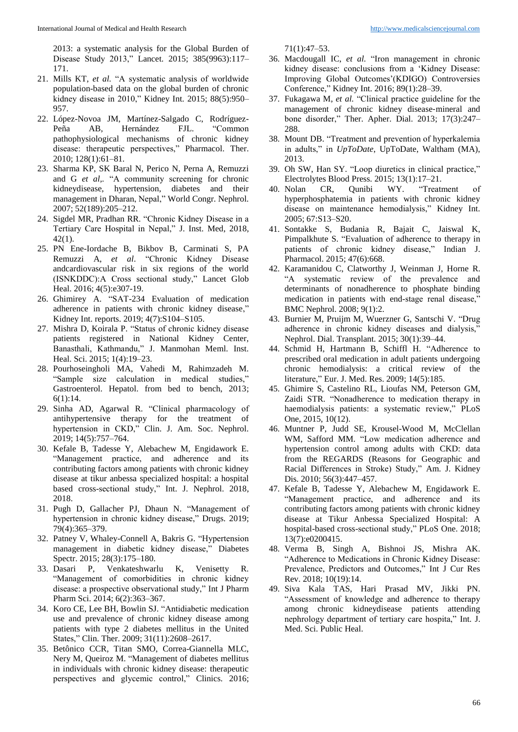2013: a systematic analysis for the Global Burden of Disease Study 2013," Lancet. 2015; 385(9963):117–171.

21. Mills KT, *et al.* "A systematic analysis of worldwide population-based data on the global burden of chronic kidney disease in 2010," Kidney Int. 2015; 88(5):950–957.
22. López-Novoa JM, Martínez-Salgado C, Rodríguez-Peña AB, Hernández FJL. "Common pathophysiological mechanisms of chronic kidney disease: therapeutic perspectives," Pharmacol. Ther. 2010; 128(1):61–81.
23. Sharma KP, SK Baral N, Perico N, Perna A, Remuzzi and G *et al*,. "A community screening for chronic kidneydisease, hypertension, diabetes and their management in Dharan, Nepal," World Congr. Nephrol. 2007; 52(189):205–212.
24. Sigdel MR, Pradhan RR. "Chronic Kidney Disease in a Tertiary Care Hospital in Nepal," J. Inst. Med, 2018, 42(1).
25. PN Ene-Iordache B, Bikbov B, Carminati S, PA Remuzzi A, *et al*. "Chronic Kidney Disease andcardiovascular risk in six regions of the world (ISNKDDC):A Cross sectional study," Lancet Glob Heal. 2016; 4(5):e307-19.
26. Ghimirey A. "SAT-234 Evaluation of medication adherence in patients with chronic kidney disease," Kidney Int. reports. 2019; 4(7):S104–S105.
27. Mishra D, Koirala P. "Status of chronic kidney disease patients registered in National Kidney Center, Banasthali, Kathmandu," J. Manmohan Meml. Inst. Heal. Sci. 2015; 1(4):19–23.
28. Pourhoseingholi MA, Vahedi M, Rahimzadeh M. "Sample size calculation in medical studies," Gastroenterol. Hepatol. from bed to bench, 2013; 6(1):14.
29. Sinha AD, Agarwal R. "Clinical pharmacology of antihypertensive therapy for the treatment of hypertension in CKD," Clin. J. Am. Soc. Nephrol. 2019; 14(5):757–764.
30. Kefale B, Tadesse Y, Alebachew M, Engidawork E. "Management practice, and adherence and its contributing factors among patients with chronic kidney disease at tikur anbessa specialized hospital: a hospital based cross-sectional study," Int. J. Nephrol. 2018, 2018.
31. Pugh D, Gallacher PJ, Dhaun N. "Management of hypertension in chronic kidney disease," Drugs. 2019; 79(4):365–379.
32. Patney V, Whaley-Connell A, Bakris G. "Hypertension management in diabetic kidney disease," Diabetes Spectr. 2015; 28(3):175–180.
33. Dasari P, Venkateshwarlu K, Venisetty R. "Management of comorbidities in chronic kidney disease: a prospective observational study," Int J Pharm Pharm Sci. 2014; 6(2):363–367.
34. Koro CE, Lee BH, Bowlin SJ. "Antidiabetic medication use and prevalence of chronic kidney disease among patients with type 2 diabetes mellitus in the United States," Clin. Ther. 2009; 31(11):2608–2617.
35. Betônico CCR, Titan SMO, Correa-Giannella MLC, Nery M, Queiroz M. "Management of diabetes mellitus in individuals with chronic kidney disease: therapeutic perspectives and glycemic control," Clinics. 2016; 71(1):47–53.
36. Macdougall IC, *et al.* "Iron management in chronic kidney disease: conclusions from a 'Kidney Disease: Improving Global Outcomes'(KDIGO) Controversies Conference," Kidney Int. 2016; 89(1):28–39.
37. Fukagawa M, *et al.* "Clinical practice guideline for the management of chronic kidney disease-mineral and bone disorder," Ther. Apher. Dial. 2013; 17(3):247–288.
38. Mount DB. "Treatment and prevention of hyperkalemia in adults," in *UpToDate*, UpToDate, Waltham (MA), 2013.
39. Oh SW, Han SY. "Loop diuretics in clinical practice," Electrolytes Blood Press. 2015; 13(1):17–21.
40. Nolan CR, Qunibi WY. "Treatment of hyperphosphatemia in patients with chronic kidney disease on maintenance hemodialysis," Kidney Int. 2005; 67:S13–S20.
41. Sontakke S, Budania R, Bajait C, Jaiswal K, Pimpalkhute S. "Evaluation of adherence to therapy in patients of chronic kidney disease," Indian J. Pharmacol. 2015; 47(6):668.
42. Karamanidou C, Clatworthy J, Weinman J, Horne R. "A systematic review of the prevalence and determinants of nonadherence to phosphate binding medication in patients with end-stage renal disease," BMC Nephrol. 2008; 9(1):2.
43. Burnier M, Pruijm M, Wuerzner G, Santschi V. "Drug adherence in chronic kidney diseases and dialysis," Nephrol. Dial. Transplant. 2015; 30(1):39–44.
44. Schmid H, Hartmann B, Schiffl H. "Adherence to prescribed oral medication in adult patients undergoing chronic hemodialysis: a critical review of the literature," Eur. J. Med. Res. 2009; 14(5):185.
45. Ghimire S, Castelino RL, Lioufas NM, Peterson GM, Zaidi STR. "Nonadherence to medication therapy in haemodialysis patients: a systematic review," PLoS One, 2015, 10(12).
46. Muntner P, Judd SE, Krousel-Wood M, McClellan WM, Safford MM. "Low medication adherence and hypertension control among adults with CKD: data from the REGARDS (Reasons for Geographic and Racial Differences in Stroke) Study," Am. J. Kidney Dis. 2010; 56(3):447–457.
47. Kefale B, Tadesse Y, Alebachew M, Engidawork E. "Management practice, and adherence and its contributing factors among patients with chronic kidney disease at Tikur Anbessa Specialized Hospital: A hospital-based cross-sectional study," PLoS One. 2018; 13(7):e0200415.
48. Verma B, Singh A, Bishnoi JS, Mishra AK. "Adherence to Medications in Chronic Kidney Disease: Prevalence, Predictors and Outcomes," Int J Cur Res Rev. 2018; 10(19):14.
49. Siva Kala TAS, Hari Prasad MV, Jikki PN. "Assessment of knowledge and adherence to therapy among chronic kidneydisease patients attending nephrology department of tertiary care hospita," Int. J. Med. Sci. Public Heal.